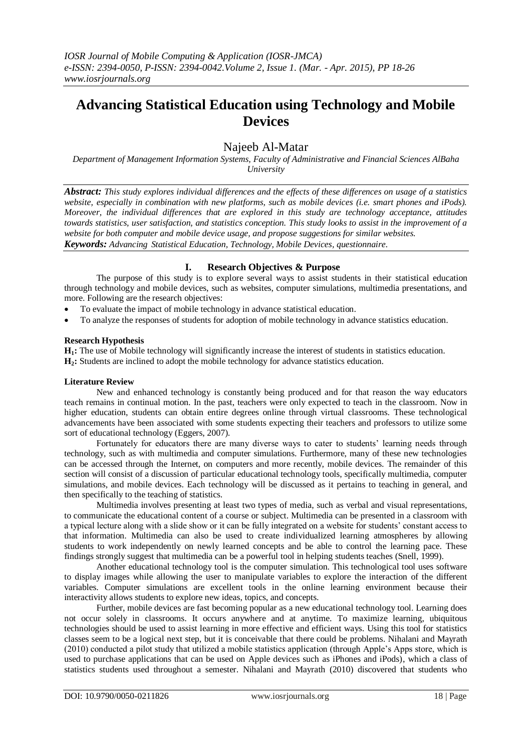# Advancing Statistical Education using Technology and Mobile Devices

Najeeb Al-Matar

*Department of Management Information Systems, Faculty of Administrative and Financial Sciences AlBaha University*

***Abstract:*** *This study explores individual differences and the effects of these differences on usage of a statistics website, especially in combination with new platforms, such as mobile devices (i.e. smart phones and iPods). Moreover, the individual differences that are explored in this study are technology acceptance, attitudes towards statistics, user satisfaction, and statistics conception. This study looks to assist in the improvement of a website for both computer and mobile device usage, and propose suggestions for similar websites.*

***Keywords:*** *Advancing Statistical Education, Technology, Mobile Devices, questionnaire.*

## I. Research Objectives & Purpose

The purpose of this study is to explore several ways to assist students in their statistical education through technology and mobile devices, such as websites, computer simulations, multimedia presentations, and more. Following are the research objectives:

- To evaluate the impact of mobile technology in advance statistical education.
- To analyze the responses of students for adoption of mobile technology in advance statistics education.

### Research Hypothesis

**$H_1$:** The use of Mobile technology will significantly increase the interest of students in statistics education.

**$H_2$:** Students are inclined to adopt the mobile technology for advance statistics education.

### Literature Review

New and enhanced technology is constantly being produced and for that reason the way educators teach remains in continual motion. In the past, teachers were only expected to teach in the classroom. Now in higher education, students can obtain entire degrees online through virtual classrooms. These technological advancements have been associated with some students expecting their teachers and professors to utilize some sort of educational technology (Eggers, 2007).

Fortunately for educators there are many diverse ways to cater to students' learning needs through technology, such as with multimedia and computer simulations. Furthermore, many of these new technologies can be accessed through the Internet, on computers and more recently, mobile devices. The remainder of this section will consist of a discussion of particular educational technology tools, specifically multimedia, computer simulations, and mobile devices. Each technology will be discussed as it pertains to teaching in general, and then specifically to the teaching of statistics.

Multimedia involves presenting at least two types of media, such as verbal and visual representations, to communicate the educational content of a course or subject. Multimedia can be presented in a classroom with a typical lecture along with a slide show or it can be fully integrated on a website for students' constant access to that information. Multimedia can also be used to create individualized learning atmospheres by allowing students to work independently on newly learned concepts and be able to control the learning pace. These findings strongly suggest that multimedia can be a powerful tool in helping students teaches (Snell, 1999).

Another educational technology tool is the computer simulation. This technological tool uses software to display images while allowing the user to manipulate variables to explore the interaction of the different variables. Computer simulations are excellent tools in the online learning environment because their interactivity allows students to explore new ideas, topics, and concepts.

Further, mobile devices are fast becoming popular as a new educational technology tool. Learning does not occur solely in classrooms. It occurs anywhere and at anytime. To maximize learning, ubiquitous technologies should be used to assist learning in more effective and efficient ways. Using this tool for statistics classes seem to be a logical next step, but it is conceivable that there could be problems. Nihalani and Mayrath (2010) conducted a pilot study that utilized a mobile statistics application (through Apple's Apps store, which is used to purchase applications that can be used on Apple devices such as iPhones and iPods), which a class of statistics students used throughout a semester. Nihalani and Mayrath (2010) discovered that students who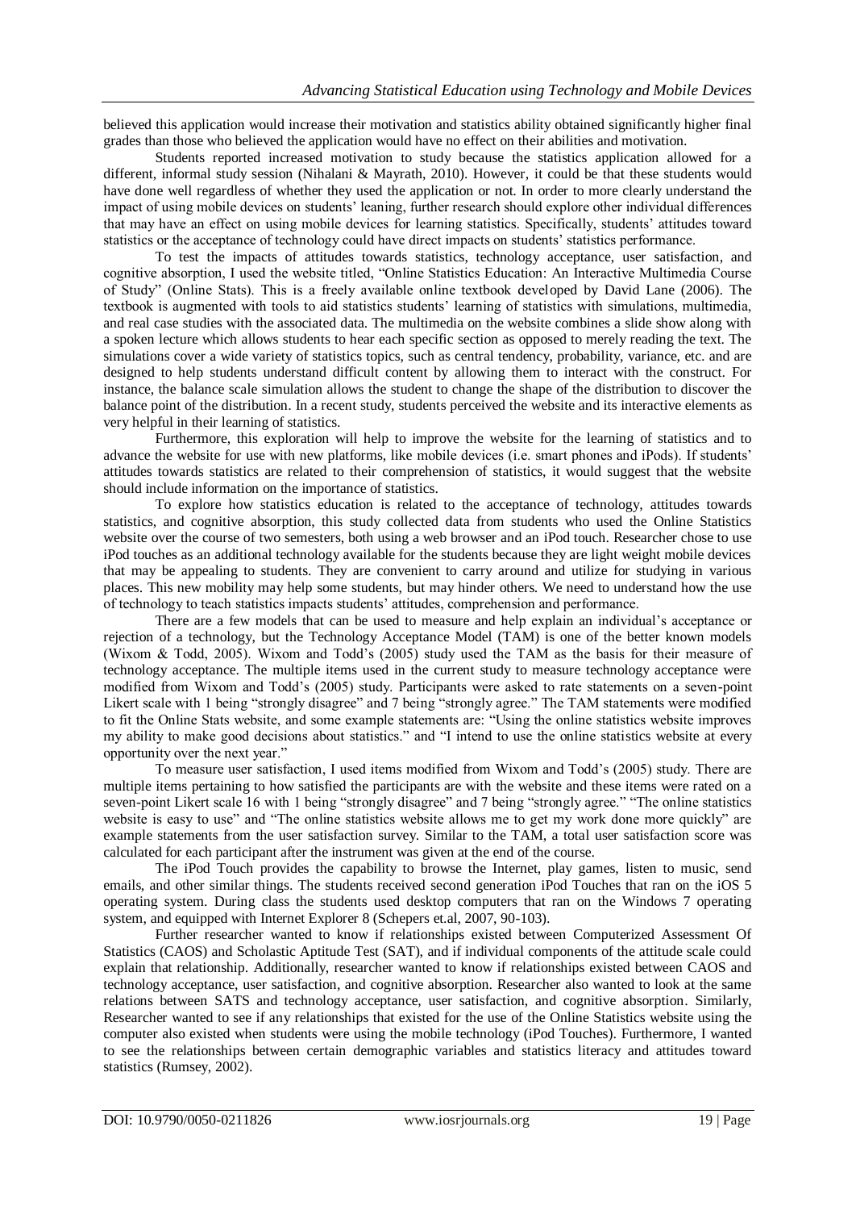believed this application would increase their motivation and statistics ability obtained significantly higher final grades than those who believed the application would have no effect on their abilities and motivation.

Students reported increased motivation to study because the statistics application allowed for a different, informal study session (Nihalani & Mayrath, 2010). However, it could be that these students would have done well regardless of whether they used the application or not. In order to more clearly understand the impact of using mobile devices on students' leaning, further research should explore other individual differences that may have an effect on using mobile devices for learning statistics. Specifically, students' attitudes toward statistics or the acceptance of technology could have direct impacts on students' statistics performance.

To test the impacts of attitudes towards statistics, technology acceptance, user satisfaction, and cognitive absorption, I used the website titled, "Online Statistics Education: An Interactive Multimedia Course of Study" (Online Stats). This is a freely available online textbook developed by David Lane (2006). The textbook is augmented with tools to aid statistics students' learning of statistics with simulations, multimedia, and real case studies with the associated data. The multimedia on the website combines a slide show along with a spoken lecture which allows students to hear each specific section as opposed to merely reading the text. The simulations cover a wide variety of statistics topics, such as central tendency, probability, variance, etc. and are designed to help students understand difficult content by allowing them to interact with the construct. For instance, the balance scale simulation allows the student to change the shape of the distribution to discover the balance point of the distribution. In a recent study, students perceived the website and its interactive elements as very helpful in their learning of statistics.

Furthermore, this exploration will help to improve the website for the learning of statistics and to advance the website for use with new platforms, like mobile devices (i.e. smart phones and iPods). If students' attitudes towards statistics are related to their comprehension of statistics, it would suggest that the website should include information on the importance of statistics.

To explore how statistics education is related to the acceptance of technology, attitudes towards statistics, and cognitive absorption, this study collected data from students who used the Online Statistics website over the course of two semesters, both using a web browser and an iPod touch. Researcher chose to use iPod touches as an additional technology available for the students because they are light weight mobile devices that may be appealing to students. They are convenient to carry around and utilize for studying in various places. This new mobility may help some students, but may hinder others. We need to understand how the use of technology to teach statistics impacts students' attitudes, comprehension and performance.

There are a few models that can be used to measure and help explain an individual's acceptance or rejection of a technology, but the Technology Acceptance Model (TAM) is one of the better known models (Wixom & Todd, 2005). Wixom and Todd's (2005) study used the TAM as the basis for their measure of technology acceptance. The multiple items used in the current study to measure technology acceptance were modified from Wixom and Todd's (2005) study. Participants were asked to rate statements on a seven-point Likert scale with 1 being "strongly disagree" and 7 being "strongly agree." The TAM statements were modified to fit the Online Stats website, and some example statements are: "Using the online statistics website improves my ability to make good decisions about statistics." and "I intend to use the online statistics website at every opportunity over the next year."

To measure user satisfaction, I used items modified from Wixom and Todd's (2005) study. There are multiple items pertaining to how satisfied the participants are with the website and these items were rated on a seven-point Likert scale 16 with 1 being "strongly disagree" and 7 being "strongly agree." "The online statistics website is easy to use" and "The online statistics website allows me to get my work done more quickly" are example statements from the user satisfaction survey. Similar to the TAM, a total user satisfaction score was calculated for each participant after the instrument was given at the end of the course.

The iPod Touch provides the capability to browse the Internet, play games, listen to music, send emails, and other similar things. The students received second generation iPod Touches that ran on the iOS 5 operating system. During class the students used desktop computers that ran on the Windows 7 operating system, and equipped with Internet Explorer 8 (Schepers et.al, 2007, 90-103).

Further researcher wanted to know if relationships existed between Computerized Assessment Of Statistics (CAOS) and Scholastic Aptitude Test (SAT), and if individual components of the attitude scale could explain that relationship. Additionally, researcher wanted to know if relationships existed between CAOS and technology acceptance, user satisfaction, and cognitive absorption. Researcher also wanted to look at the same relations between SATS and technology acceptance, user satisfaction, and cognitive absorption. Similarly, Researcher wanted to see if any relationships that existed for the use of the Online Statistics website using the computer also existed when students were using the mobile technology (iPod Touches). Furthermore, I wanted to see the relationships between certain demographic variables and statistics literacy and attitudes toward statistics (Rumsey, 2002).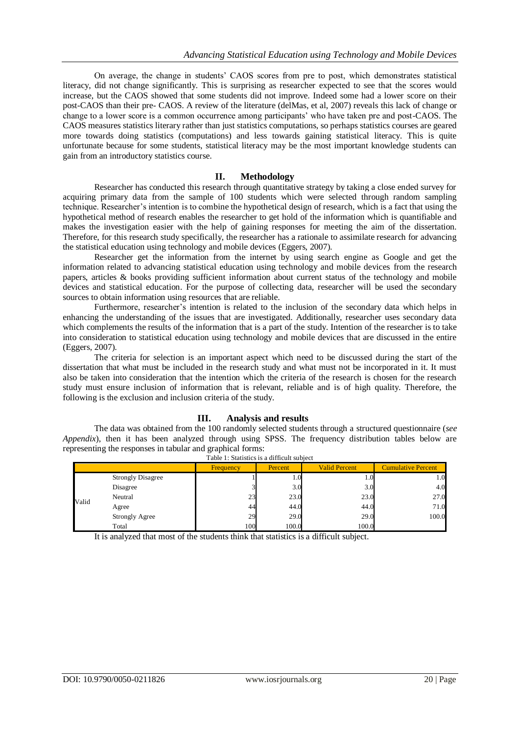On average, the change in students' CAOS scores from pre to post, which demonstrates statistical literacy, did not change significantly. This is surprising as researcher expected to see that the scores would increase, but the CAOS showed that some students did not improve. Indeed some had a lower score on their post-CAOS than their pre- CAOS. A review of the literature (delMas, et al, 2007) reveals this lack of change or change to a lower score is a common occurrence among participants' who have taken pre and post-CAOS. The CAOS measures statistics literary rather than just statistics computations, so perhaps statistics courses are geared more towards doing statistics (computations) and less towards gaining statistical literacy. This is quite unfortunate because for some students, statistical literacy may be the most important knowledge students can gain from an introductory statistics course.

## II. Methodology

Researcher has conducted this research through quantitative strategy by taking a close ended survey for acquiring primary data from the sample of 100 students which were selected through random sampling technique. Researcher's intention is to combine the hypothetical design of research, which is a fact that using the hypothetical method of research enables the researcher to get hold of the information which is quantifiable and makes the investigation easier with the help of gaining responses for meeting the aim of the dissertation. Therefore, for this research study specifically, the researcher has a rationale to assimilate research for advancing the statistical education using technology and mobile devices (Eggers, 2007).

Researcher get the information from the internet by using search engine as Google and get the information related to advancing statistical education using technology and mobile devices from the research papers, articles & books providing sufficient information about current status of the technology and mobile devices and statistical education. For the purpose of collecting data, researcher will be used the secondary sources to obtain information using resources that are reliable.

Furthermore, researcher's intention is related to the inclusion of the secondary data which helps in enhancing the understanding of the issues that are investigated. Additionally, researcher uses secondary data which complements the results of the information that is a part of the study. Intention of the researcher is to take into consideration to statistical education using technology and mobile devices that are discussed in the entire (Eggers, 2007).

The criteria for selection is an important aspect which need to be discussed during the start of the dissertation that what must be included in the research study and what must not be incorporated in it. It must also be taken into consideration that the intention which the criteria of the research is chosen for the research study must ensure inclusion of information that is relevant, reliable and is of high quality. Therefore, the following is the exclusion and inclusion criteria of the study.

## III. Analysis and results

The data was obtained from the 100 randomly selected students through a structured questionnaire (*see Appendix*), then it has been analyzed through using SPSS. The frequency distribution tables below are representing the responses in tabular and graphical forms:

Table 1: Statistics is a difficult subject

| | | Frequency | Percent | Valid Percent | Cumulative Percent |
|---|---|---|---|---|---|
| Valid | Strongly Disagree | 1 | 1.0 | 1.0 | 1.0 |
| | Disagree | 3 | 3.0 | 3.0 | 4.0 |
| | Neutral | 23 | 23.0 | 23.0 | 27.0 |
| | Agree | 44 | 44.0 | 44.0 | 71.0 |
| | Strongly Agree | 29 | 29.0 | 29.0 | 100.0 |
| | Total | 100 | 100.0 | 100.0 | |

It is analyzed that most of the students think that statistics is a difficult subject.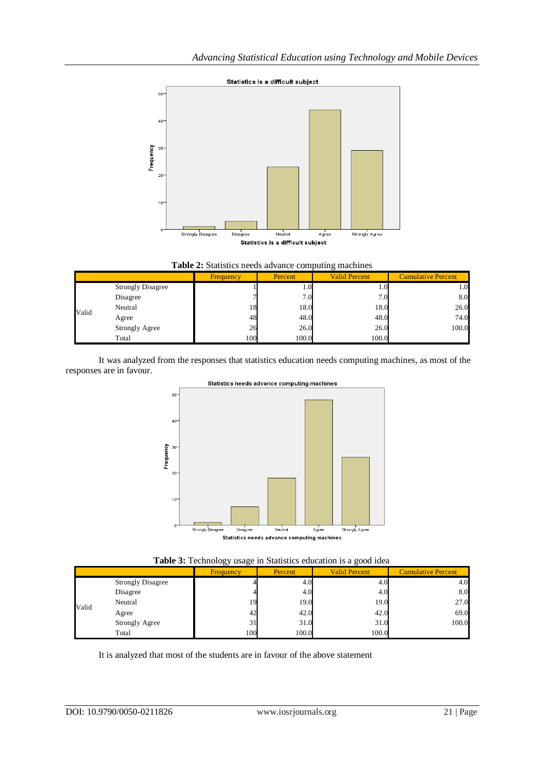**Table 2:** Statistics needs advance computing machines

| | | Frequency | Percent | Valid Percent | Cumulative Percent |
|---|---|---|---|---|---|
| Valid | Strongly Disagree | 1 | 1.0 | 1.0 | 1.0 |
| | Disagree | 7 | 7.0 | 7.0 | 8.0 |
| | Neutral | 18 | 18.0 | 18.0 | 26.0 |
| | Agree | 48 | 48.0 | 48.0 | 74.0 |
| | Strongly Agree | 26 | 26.0 | 26.0 | 100.0 |
| | Total | 100 | 100.0 | 100.0 | |

It was analyzed from the responses that statistics education needs computing machines, as most of the responses are in favour.

**Table 3:** Technology usage in Statistics education is a good idea

| | | Frequency | Percent | Valid Percent | Cumulative Percent |
|---|---|---|---|---|---|
| Valid | Strongly Disagree | 4 | 4.0 | 4.0 | 4.0 |
| | Disagree | 4 | 4.0 | 4.0 | 8.0 |
| | Neutral | 19 | 19.0 | 19.0 | 27.0 |
| | Agree | 42 | 42.0 | 42.0 | 69.0 |
| | Strongly Agree | 31 | 31.0 | 31.0 | 100.0 |
| | Total | 100 | 100.0 | 100.0 | |

It is analyzed that most of the students are in favour of the above statement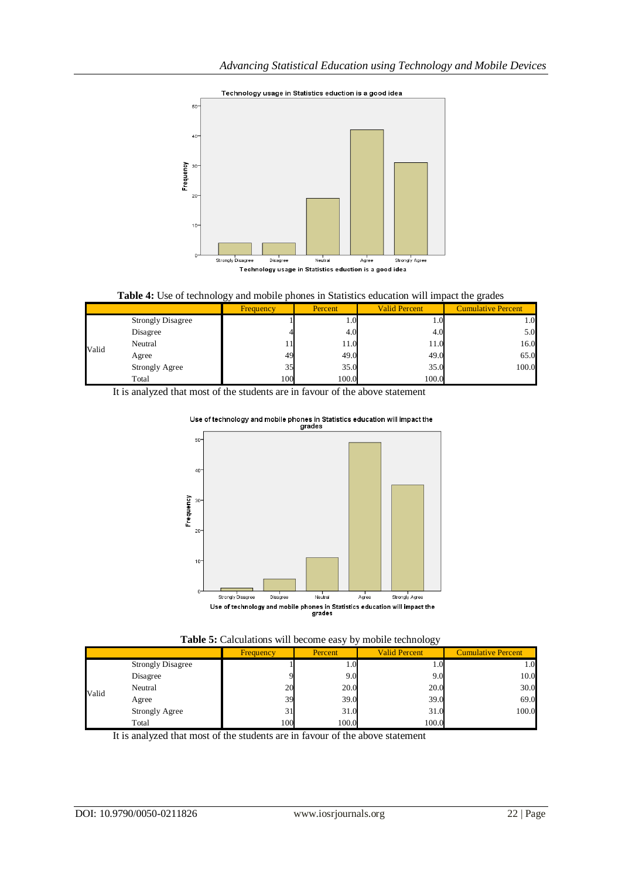**Table 4:** Use of technology and mobile phones in Statistics education will impact the grades

| | | Frequency | Percent | Valid Percent | Cumulative Percent |
|---|---|---|---|---|---|
| Valid | Strongly Disagree | 1 | 1.0 | 1.0 | 1.0 |
| | Disagree | 4 | 4.0 | 4.0 | 5.0 |
| | Neutral | 11 | 11.0 | 11.0 | 16.0 |
| | Agree | 49 | 49.0 | 49.0 | 65.0 |
| | Strongly Agree | 35 | 35.0 | 35.0 | 100.0 |
| | Total | 100 | 100.0 | 100.0 | |

It is analyzed that most of the students are in favour of the above statement

**Table 5:** Calculations will become easy by mobile technology

| | | Frequency | Percent | Valid Percent | Cumulative Percent |
|---|---|---|---|---|---|
| Valid | Strongly Disagree | 1 | 1.0 | 1.0 | 1.0 |
| | Disagree | 9 | 9.0 | 9.0 | 10.0 |
| | Neutral | 20 | 20.0 | 20.0 | 30.0 |
| | Agree | 39 | 39.0 | 39.0 | 69.0 |
| | Strongly Agree | 31 | 31.0 | 31.0 | 100.0 |
| | Total | 100 | 100.0 | 100.0 | |

It is analyzed that most of the students are in favour of the above statement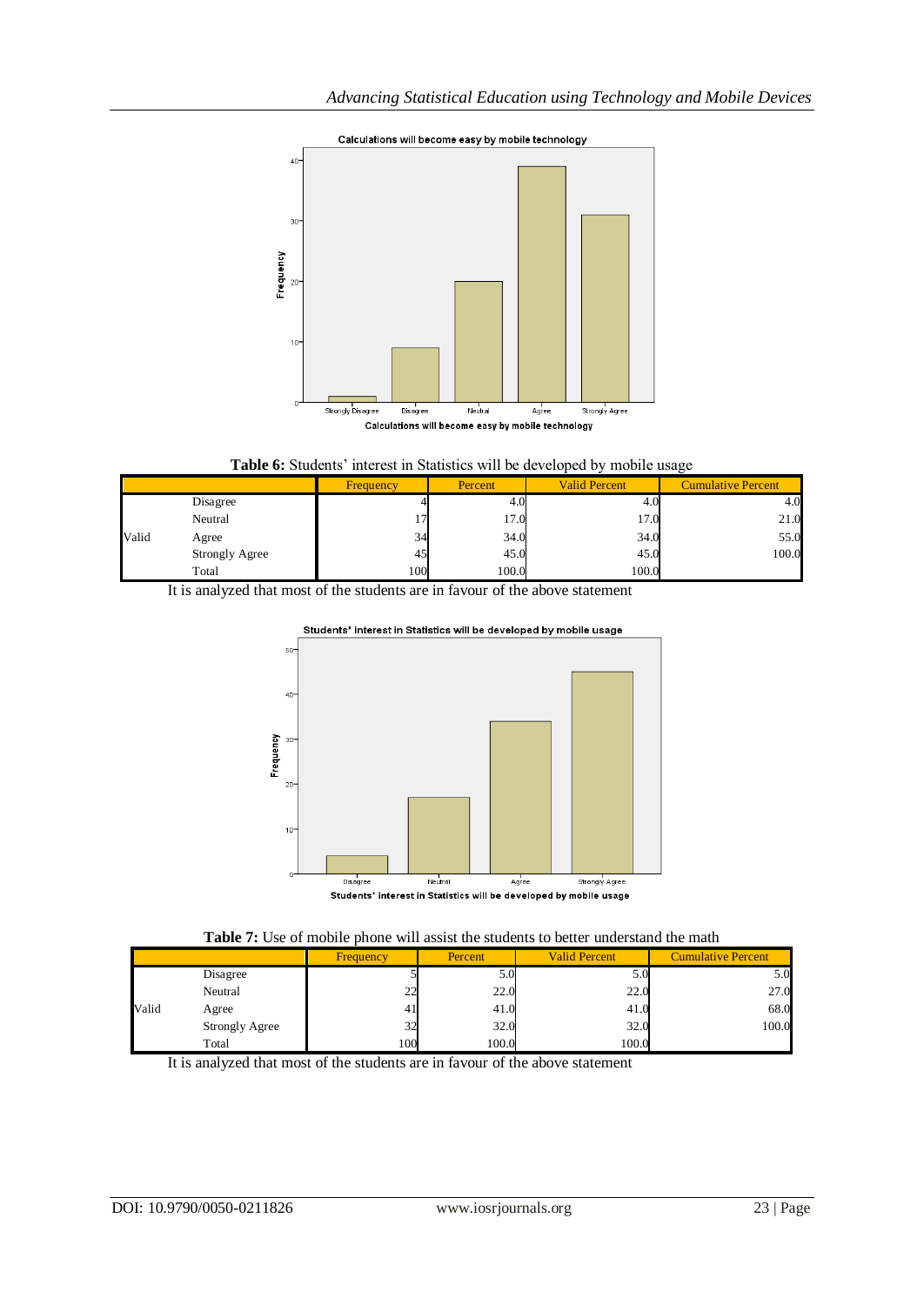**Table 6:** Students' interest in Statistics will be developed by mobile usage

| | | Frequency | Percent | Valid Percent | Cumulative Percent |
|---|---|---|---|---|---|
| Valid | Disagree | 4 | 4.0 | 4.0 | 4.0 |
| | Neutral | 17 | 17.0 | 17.0 | 21.0 |
| | Agree | 34 | 34.0 | 34.0 | 55.0 |
| | Strongly Agree | 45 | 45.0 | 45.0 | 100.0 |
| | Total | 100 | 100.0 | 100.0 | |

It is analyzed that most of the students are in favour of the above statement

**Table 7:** Use of mobile phone will assist the students to better understand the math

| | | Frequency | Percent | Valid Percent | Cumulative Percent |
|---|---|---|---|---|---|
| Valid | Disagree | 5 | 5.0 | 5.0 | 5.0 |
| | Neutral | 22 | 22.0 | 22.0 | 27.0 |
| | Agree | 41 | 41.0 | 41.0 | 68.0 |
| | Strongly Agree | 32 | 32.0 | 32.0 | 100.0 |
| | Total | 100 | 100.0 | 100.0 | |

It is analyzed that most of the students are in favour of the above statement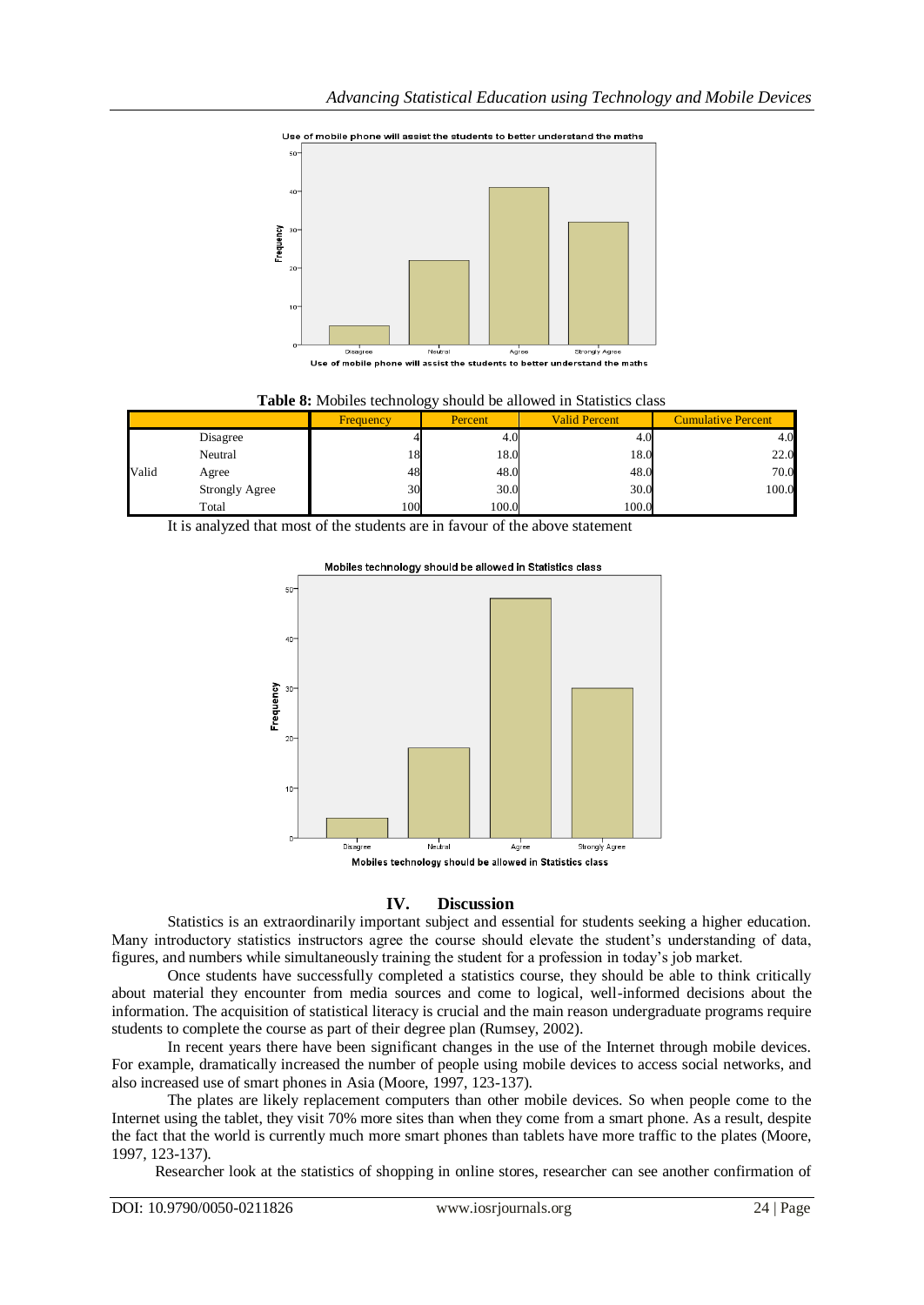Use of mobile phone will assist the students to better understand the maths

**Table 8:** Mobiles technology should be allowed in Statistics class

| | | Frequency | Percent | Valid Percent | Cumulative Percent |
|---|---|---|---|---|---|
| Valid | Disagree | 4 | 4.0 | 4.0 | 4.0 |
| | Neutral | 18 | 18.0 | 18.0 | 22.0 |
| | Agree | 48 | 48.0 | 48.0 | 70.0 |
| | Strongly Agree | 30 | 30.0 | 30.0 | 100.0 |
| | Total | 100 | 100.0 | 100.0 | |

It is analyzed that most of the students are in favour of the above statement

Mobiles technology should be allowed in Statistics class

## IV. Discussion

Statistics is an extraordinarily important subject and essential for students seeking a higher education. Many introductory statistics instructors agree the course should elevate the student's understanding of data, figures, and numbers while simultaneously training the student for a profession in today's job market.

Once students have successfully completed a statistics course, they should be able to think critically about material they encounter from media sources and come to logical, well-informed decisions about the information. The acquisition of statistical literacy is crucial and the main reason undergraduate programs require students to complete the course as part of their degree plan (Rumsey, 2002).

In recent years there have been significant changes in the use of the Internet through mobile devices. For example, dramatically increased the number of people using mobile devices to access social networks, and also increased use of smart phones in Asia (Moore, 1997, 123-137).

The plates are likely replacement computers than other mobile devices. So when people come to the Internet using the tablet, they visit 70% more sites than when they come from a smart phone. As a result, despite the fact that the world is currently much more smart phones than tablets have more traffic to the plates (Moore, 1997, 123-137).

Researcher look at the statistics of shopping in online stores, researcher can see another confirmation of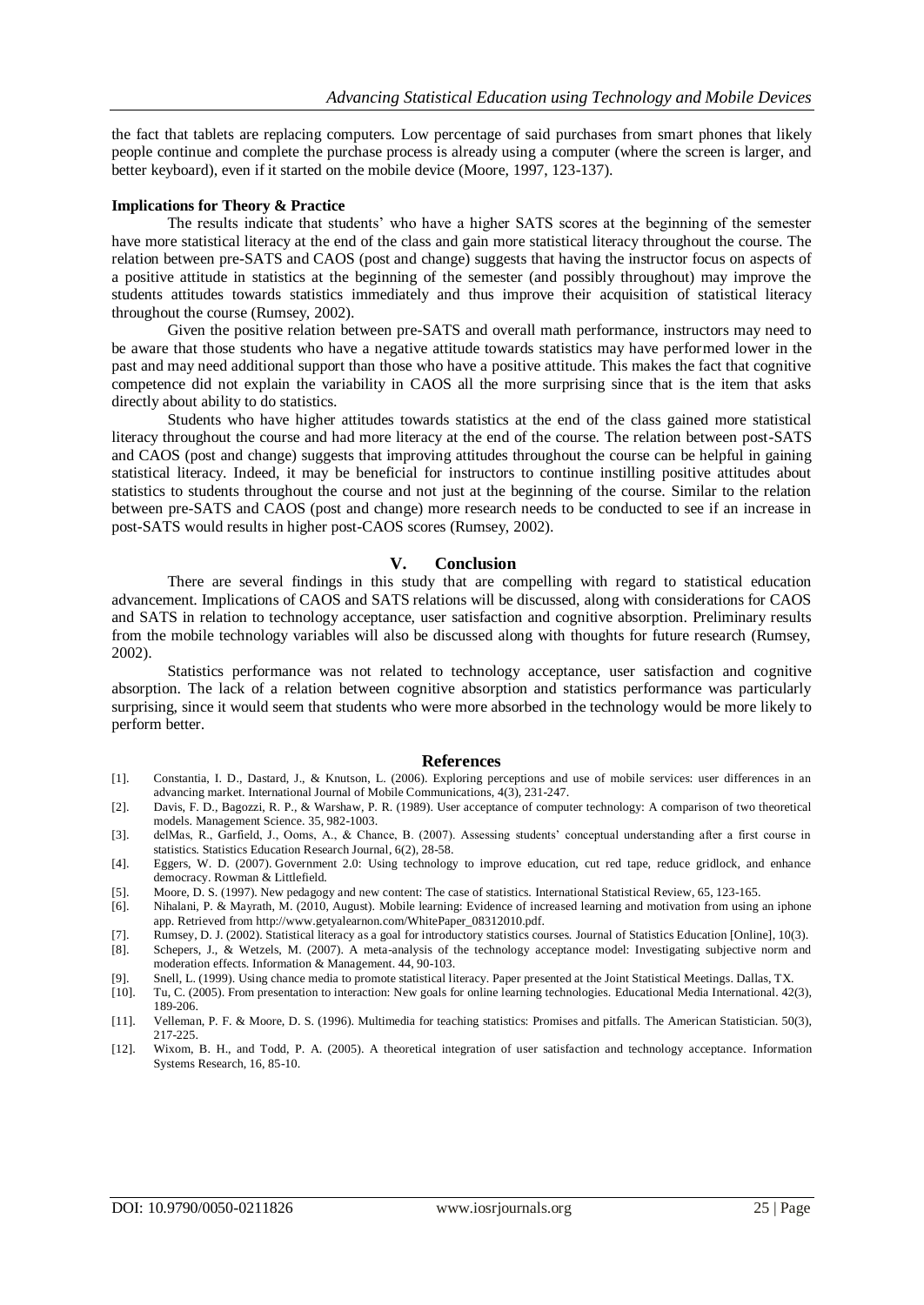the fact that tablets are replacing computers. Low percentage of said purchases from smart phones that likely people continue and complete the purchase process is already using a computer (where the screen is larger, and better keyboard), even if it started on the mobile device (Moore, 1997, 123-137).

**Implications for Theory & Practice**

The results indicate that students' who have a higher SATS scores at the beginning of the semester have more statistical literacy at the end of the class and gain more statistical literacy throughout the course. The relation between pre-SATS and CAOS (post and change) suggests that having the instructor focus on aspects of a positive attitude in statistics at the beginning of the semester (and possibly throughout) may improve the students attitudes towards statistics immediately and thus improve their acquisition of statistical literacy throughout the course (Rumsey, 2002).

Given the positive relation between pre-SATS and overall math performance, instructors may need to be aware that those students who have a negative attitude towards statistics may have performed lower in the past and may need additional support than those who have a positive attitude. This makes the fact that cognitive competence did not explain the variability in CAOS all the more surprising since that is the item that asks directly about ability to do statistics.

Students who have higher attitudes towards statistics at the end of the class gained more statistical literacy throughout the course and had more literacy at the end of the course. The relation between post-SATS and CAOS (post and change) suggests that improving attitudes throughout the course can be helpful in gaining statistical literacy. Indeed, it may be beneficial for instructors to continue instilling positive attitudes about statistics to students throughout the course and not just at the beginning of the course. Similar to the relation between pre-SATS and CAOS (post and change) more research needs to be conducted to see if an increase in post-SATS would results in higher post-CAOS scores (Rumsey, 2002).

## V. Conclusion

There are several findings in this study that are compelling with regard to statistical education advancement. Implications of CAOS and SATS relations will be discussed, along with considerations for CAOS and SATS in relation to technology acceptance, user satisfaction and cognitive absorption. Preliminary results from the mobile technology variables will also be discussed along with thoughts for future research (Rumsey, 2002).

Statistics performance was not related to technology acceptance, user satisfaction and cognitive absorption. The lack of a relation between cognitive absorption and statistics performance was particularly surprising, since it would seem that students who were more absorbed in the technology would be more likely to perform better.

## References

[1]. Constantia, I. D., Dastard, J., & Knutson, L. (2006). Exploring perceptions and use of mobile services: user differences in an advancing market. International Journal of Mobile Communications, 4(3), 231-247.

[2]. Davis, F. D., Bagozzi, R. P., & Warshaw, P. R. (1989). User acceptance of computer technology: A comparison of two theoretical models. Management Science. 35, 982-1003.

[3]. delMas, R., Garfield, J., Ooms, A., & Chance, B. (2007). Assessing students' conceptual understanding after a first course in statistics. Statistics Education Research Journal, 6(2), 28-58.

[4]. Eggers, W. D. (2007). Government 2.0: Using technology to improve education, cut red tape, reduce gridlock, and enhance democracy. Rowman & Littlefield.

[5]. Moore, D. S. (1997). New pedagogy and new content: The case of statistics. International Statistical Review, 65, 123-165.

[6]. Nihalani, P. & Mayrath, M. (2010, August). Mobile learning: Evidence of increased learning and motivation from using an iphone app. Retrieved from http://www.getyalearnon.com/WhitePaper_08312010.pdf.

[7]. Rumsey, D. J. (2002). Statistical literacy as a goal for introductory statistics courses. Journal of Statistics Education [Online], 10(3).

[8]. Schepers, J., & Wetzels, M. (2007). A meta-analysis of the technology acceptance model: Investigating subjective norm and moderation effects. Information & Management. 44, 90-103.

[9]. Snell, L. (1999). Using chance media to promote statistical literacy. Paper presented at the Joint Statistical Meetings. Dallas, TX.

[10]. Tu, C. (2005). From presentation to interaction: New goals for online learning technologies. Educational Media International. 42(3), 189-206.

[11]. Velleman, P. F. & Moore, D. S. (1996). Multimedia for teaching statistics: Promises and pitfalls. The American Statistician. 50(3), 217-225.

[12]. Wixom, B. H., and Todd, P. A. (2005). A theoretical integration of user satisfaction and technology acceptance. Information Systems Research, 16, 85-10.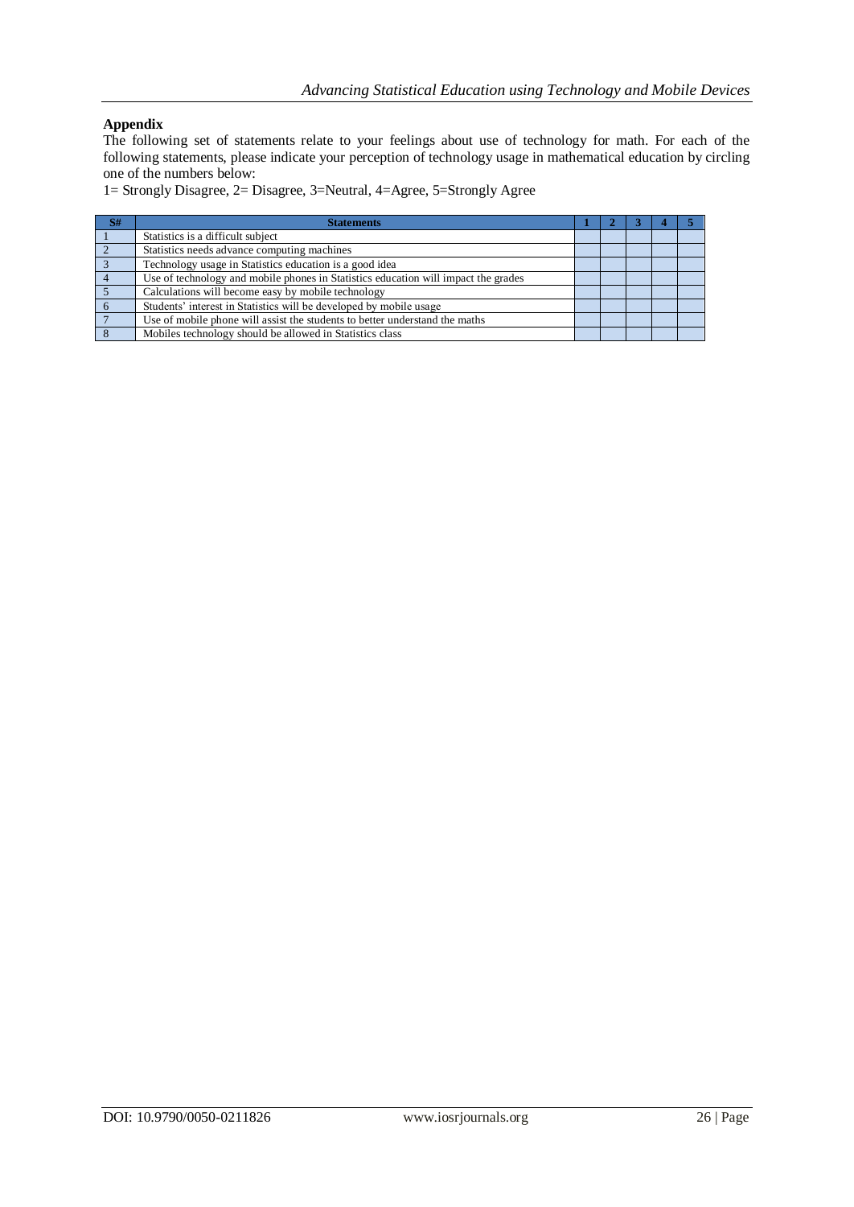## Appendix

The following set of statements relate to your feelings about use of technology for math. For each of the following statements, please indicate your perception of technology usage in mathematical education by circling one of the numbers below:

1= Strongly Disagree, 2= Disagree, 3=Neutral, 4=Agree, 5=Strongly Agree

| S# | Statements | 1 | 2 | 3 | 4 | 5 |
|---|---|---|---|---|---|---|
| 1 | Statistics is a difficult subject | | | | | |
| 2 | Statistics needs advance computing machines | | | | | |
| 3 | Technology usage in Statistics education is a good idea | | | | | |
| 4 | Use of technology and mobile phones in Statistics education will impact the grades | | | | | |
| 5 | Calculations will become easy by mobile technology | | | | | |
| 6 | Students' interest in Statistics will be developed by mobile usage | | | | | |
| 7 | Use of mobile phone will assist the students to better understand the maths | | | | | |
| 8 | Mobiles technology should be allowed in Statistics class | | | | | |